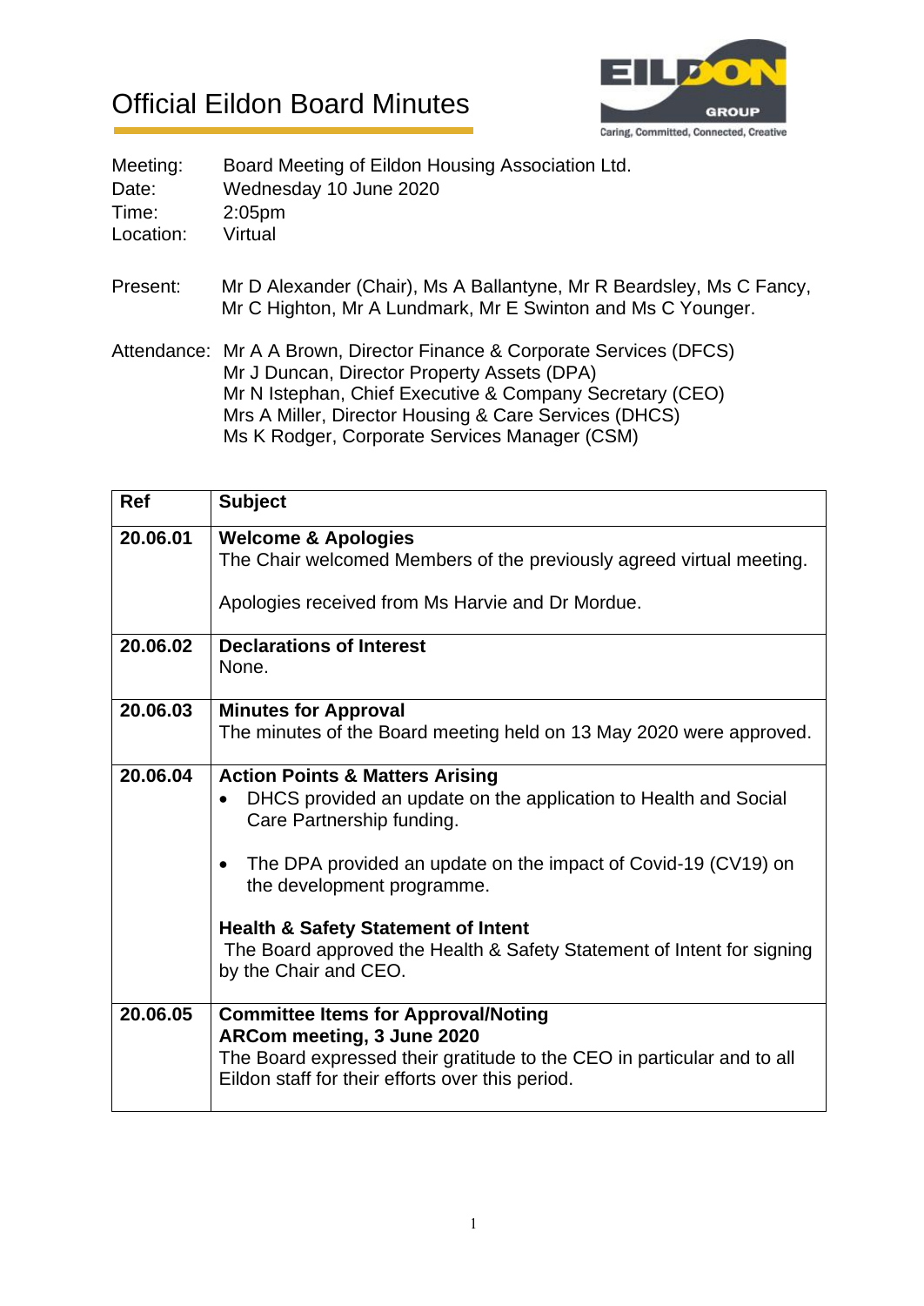# Official Eildon Board Minutes

| | |
|---|---|
| Meeting: | Board Meeting of Eildon Housing Association Ltd. |
| Date: | Wednesday 10 June 2020 |
| Time: | 2:05pm |
| Location: | Virtual |

Present: Mr D Alexander (Chair), Ms A Ballantyne, Mr R Beardsley, Ms C Fancy, Mr C Highton, Mr A Lundmark, Mr E Swinton and Ms C Younger.

Attendance: Mr A A Brown, Director Finance & Corporate Services (DFCS)
Mr J Duncan, Director Property Assets (DPA)
Mr N Istephan, Chief Executive & Company Secretary (CEO)
Mrs A Miller, Director Housing & Care Services (DHCS)
Ms K Rodger, Corporate Services Manager (CSM)

| Ref | Subject |
|---|---|
| **20.06.01** | **Welcome & Apologies**<br>The Chair welcomed Members of the previously agreed virtual meeting.<br><br>Apologies received from Ms Harvie and Dr Mordue. |
| **20.06.02** | **Declarations of Interest**<br>None. |
| **20.06.03** | **Minutes for Approval**<br>The minutes of the Board meeting held on 13 May 2020 were approved. |
| **20.06.04** | **Action Points & Matters Arising**<br>• DHCS provided an update on the application to Health and Social Care Partnership funding.<br><br>• The DPA provided an update on the impact of Covid-19 (CV19) on the development programme.<br><br>**Health & Safety Statement of Intent**<br>The Board approved the Health & Safety Statement of Intent for signing by the Chair and CEO. |
| **20.06.05** | **Committee Items for Approval/Noting**<br>**ARCom meeting, 3 June 2020**<br>The Board expressed their gratitude to the CEO in particular and to all Eildon staff for their efforts over this period. |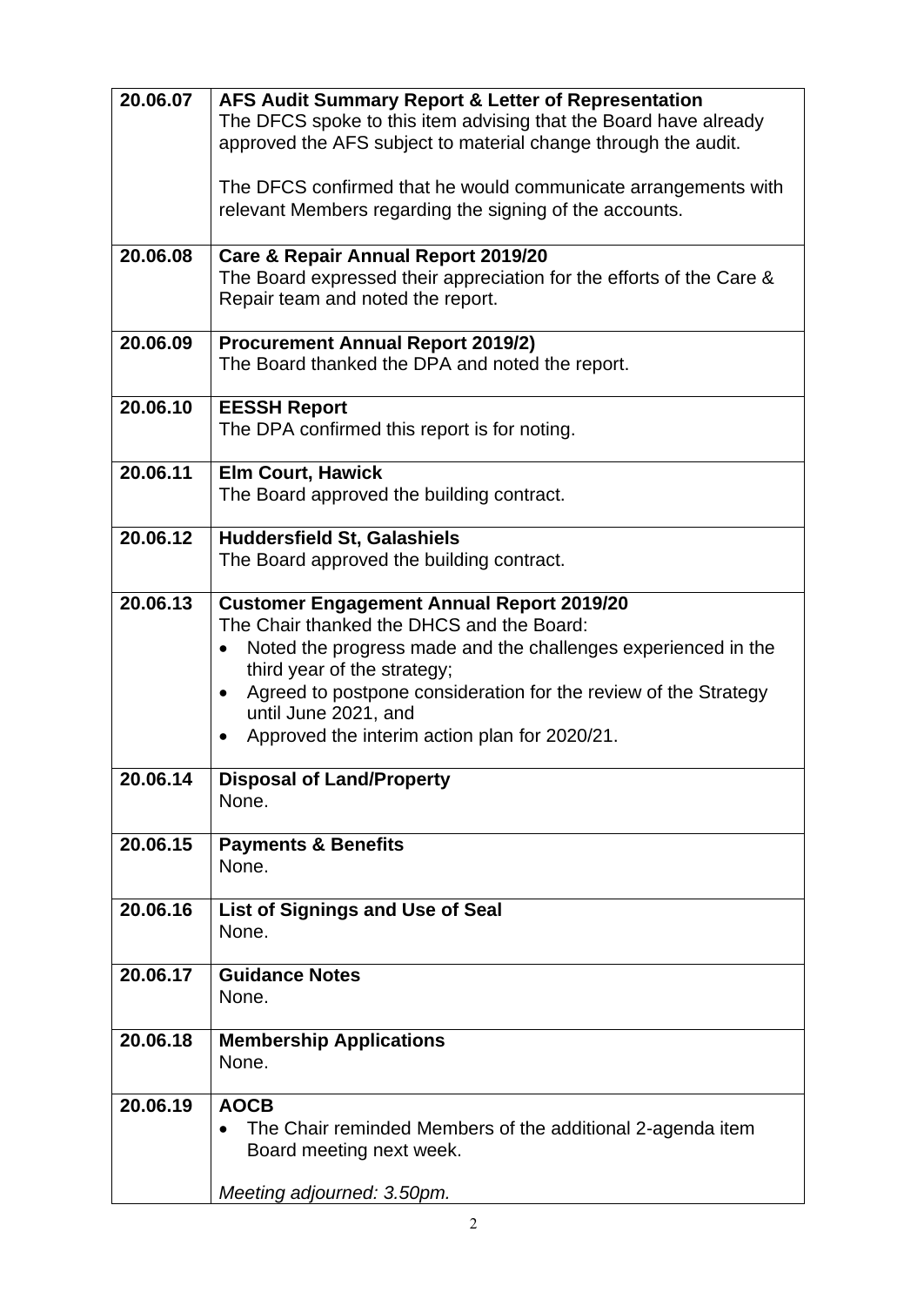| | |
|---|---|
| **20.06.07** | **AFS Audit Summary Report & Letter of Representation**<br>The DFCS spoke to this item advising that the Board have already approved the AFS subject to material change through the audit.<br><br>The DFCS confirmed that he would communicate arrangements with relevant Members regarding the signing of the accounts. |
| **20.06.08** | **Care & Repair Annual Report 2019/20**<br>The Board expressed their appreciation for the efforts of the Care & Repair team and noted the report. |
| **20.06.09** | **Procurement Annual Report 2019/2)**<br>The Board thanked the DPA and noted the report. |
| **20.06.10** | **EESSH Report**<br>The DPA confirmed this report is for noting. |
| **20.06.11** | **Elm Court, Hawick**<br>The Board approved the building contract. |
| **20.06.12** | **Huddersfield St, Galashiels**<br>The Board approved the building contract. |
| **20.06.13** | **Customer Engagement Annual Report 2019/20**<br>The Chair thanked the DHCS and the Board:<br>• Noted the progress made and the challenges experienced in the third year of the strategy;<br>• Agreed to postpone consideration for the review of the Strategy until June 2021, and<br>• Approved the interim action plan for 2020/21. |
| **20.06.14** | **Disposal of Land/Property**<br>None. |
| **20.06.15** | **Payments & Benefits**<br>None. |
| **20.06.16** | **List of Signings and Use of Seal**<br>None. |
| **20.06.17** | **Guidance Notes**<br>None. |
| **20.06.18** | **Membership Applications**<br>None. |
| **20.06.19** | **AOCB**<br>• The Chair reminded Members of the additional 2-agenda item Board meeting next week.<br><br>*Meeting adjourned: 3.50pm.* |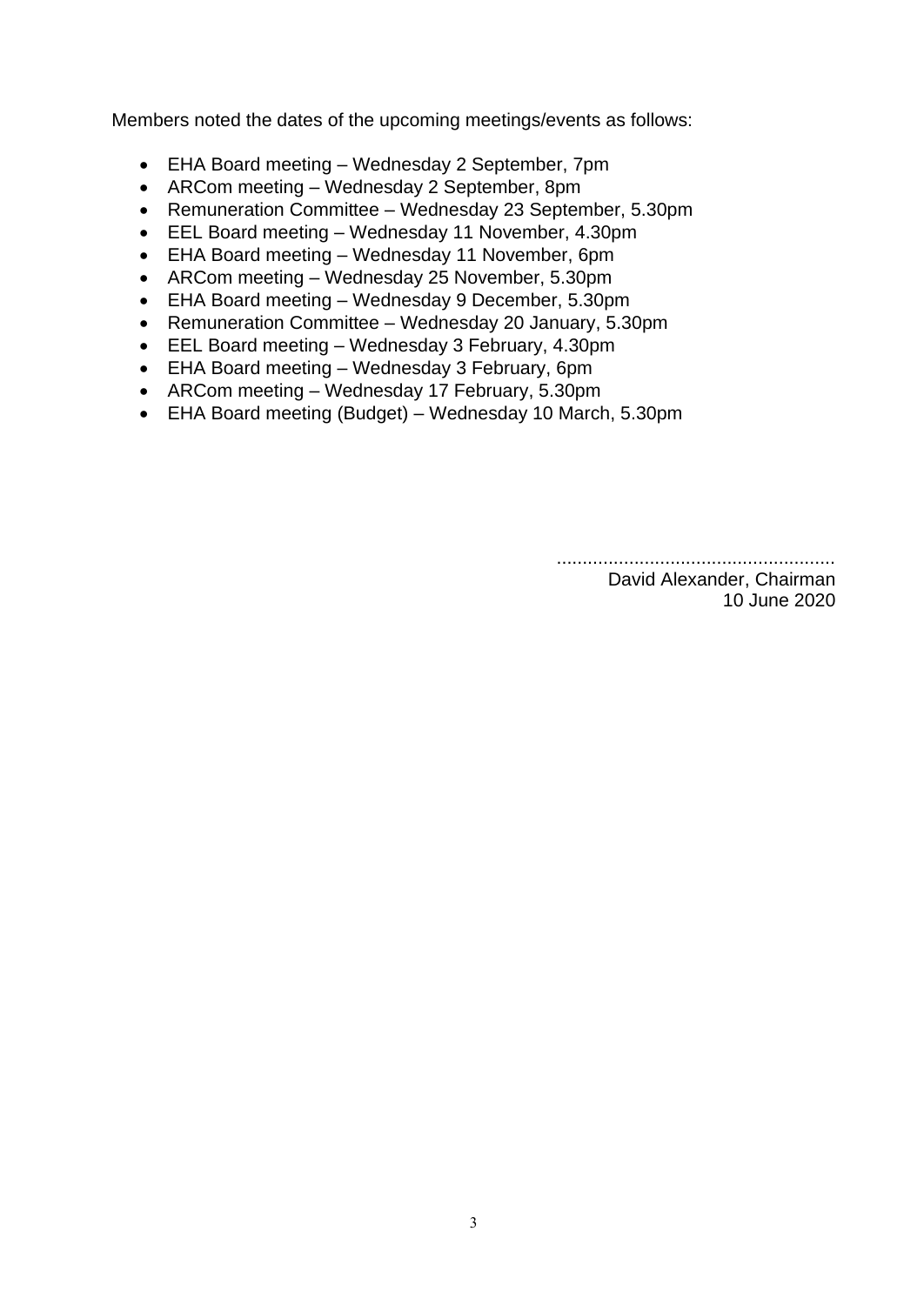Members noted the dates of the upcoming meetings/events as follows:

- EHA Board meeting – Wednesday 2 September, 7pm
- ARCom meeting – Wednesday 2 September, 8pm
- Remuneration Committee – Wednesday 23 September, 5.30pm
- EEL Board meeting – Wednesday 11 November, 4.30pm
- EHA Board meeting – Wednesday 11 November, 6pm
- ARCom meeting – Wednesday 25 November, 5.30pm
- EHA Board meeting – Wednesday 9 December, 5.30pm
- Remuneration Committee – Wednesday 20 January, 5.30pm
- EEL Board meeting – Wednesday 3 February, 4.30pm
- EHA Board meeting – Wednesday 3 February, 6pm
- ARCom meeting – Wednesday 17 February, 5.30pm
- EHA Board meeting (Budget) – Wednesday 10 March, 5.30pm

.....................................................

David Alexander, Chairman

10 June 2020